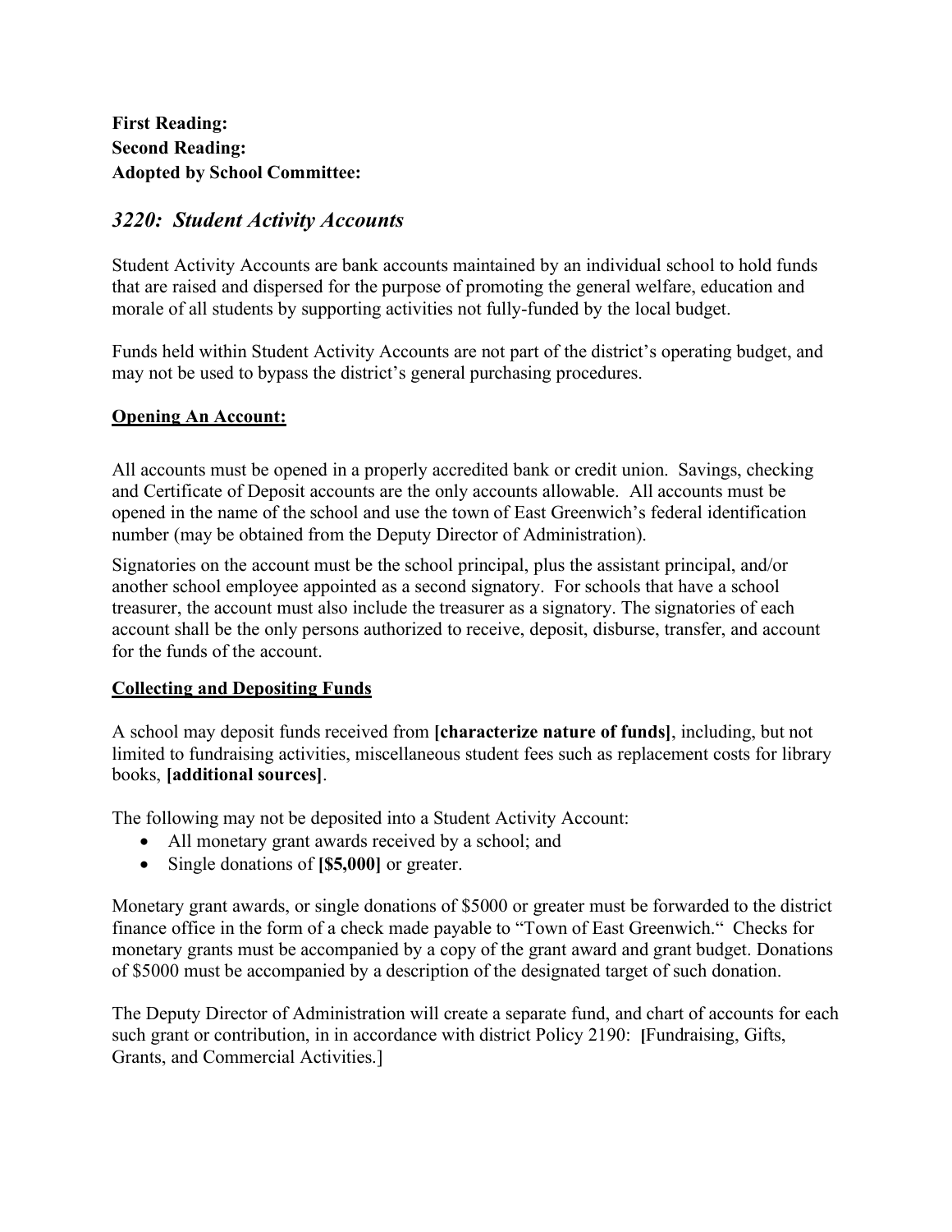**First Reading:**
**Second Reading:**
**Adopted by School Committee:**

## *3220: Student Activity Accounts*

Student Activity Accounts are bank accounts maintained by an individual school to hold funds that are raised and dispersed for the purpose of promoting the general welfare, education and morale of all students by supporting activities not fully-funded by the local budget.

Funds held within Student Activity Accounts are not part of the district's operating budget, and may not be used to bypass the district's general purchasing procedures.

### Opening An Account:

All accounts must be opened in a properly accredited bank or credit union. Savings, checking and Certificate of Deposit accounts are the only accounts allowable. All accounts must be opened in the name of the school and use the town of East Greenwich's federal identification number (may be obtained from the Deputy Director of Administration).

Signatories on the account must be the school principal, plus the assistant principal, and/or another school employee appointed as a second signatory. For schools that have a school treasurer, the account must also include the treasurer as a signatory. The signatories of each account shall be the only persons authorized to receive, deposit, disburse, transfer, and account for the funds of the account.

### Collecting and Depositing Funds

A school may deposit funds received from **[characterize nature of funds]**, including, but not limited to fundraising activities, miscellaneous student fees such as replacement costs for library books, **[additional sources]**.

The following may not be deposited into a Student Activity Account:

- All monetary grant awards received by a school; and
- Single donations of **[$5,000]** or greater.

Monetary grant awards, or single donations of $5000 or greater must be forwarded to the district finance office in the form of a check made payable to "Town of East Greenwich." Checks for monetary grants must be accompanied by a copy of the grant award and grant budget. Donations of $5000 must be accompanied by a description of the designated target of such donation.

The Deputy Director of Administration will create a separate fund, and chart of accounts for each such grant or contribution, in in accordance with district Policy 2190: [Fundraising, Gifts, Grants, and Commercial Activities.]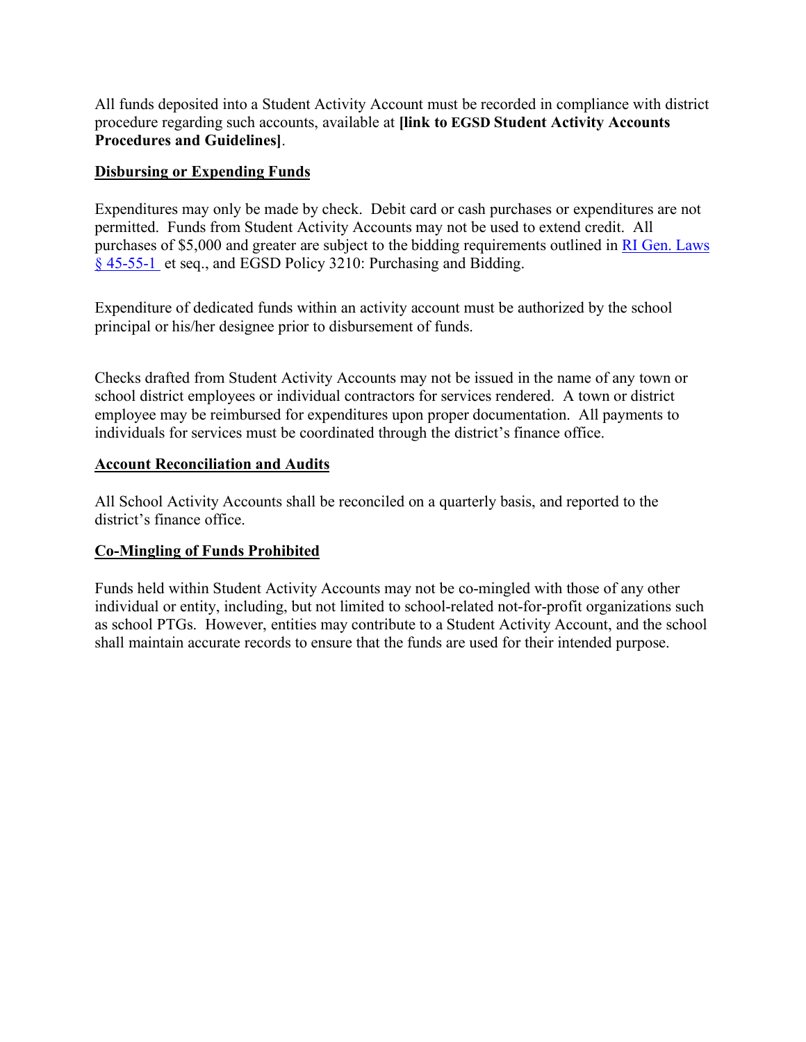All funds deposited into a Student Activity Account must be recorded in compliance with district procedure regarding such accounts, available at **[link to EGSD Student Activity Accounts Procedures and Guidelines]**.

**Disbursing or Expending Funds**

Expenditures may only be made by check. Debit card or cash purchases or expenditures are not permitted. Funds from Student Activity Accounts may not be used to extend credit. All purchases of $5,000 and greater are subject to the bidding requirements outlined in RI Gen. Laws § 45-55-1 et seq., and EGSD Policy 3210: Purchasing and Bidding.

Expenditure of dedicated funds within an activity account must be authorized by the school principal or his/her designee prior to disbursement of funds.

Checks drafted from Student Activity Accounts may not be issued in the name of any town or school district employees or individual contractors for services rendered. A town or district employee may be reimbursed for expenditures upon proper documentation. All payments to individuals for services must be coordinated through the district's finance office.

**Account Reconciliation and Audits**

All School Activity Accounts shall be reconciled on a quarterly basis, and reported to the district's finance office.

**Co-Mingling of Funds Prohibited**

Funds held within Student Activity Accounts may not be co-mingled with those of any other individual or entity, including, but not limited to school-related not-for-profit organizations such as school PTGs. However, entities may contribute to a Student Activity Account, and the school shall maintain accurate records to ensure that the funds are used for their intended purpose.